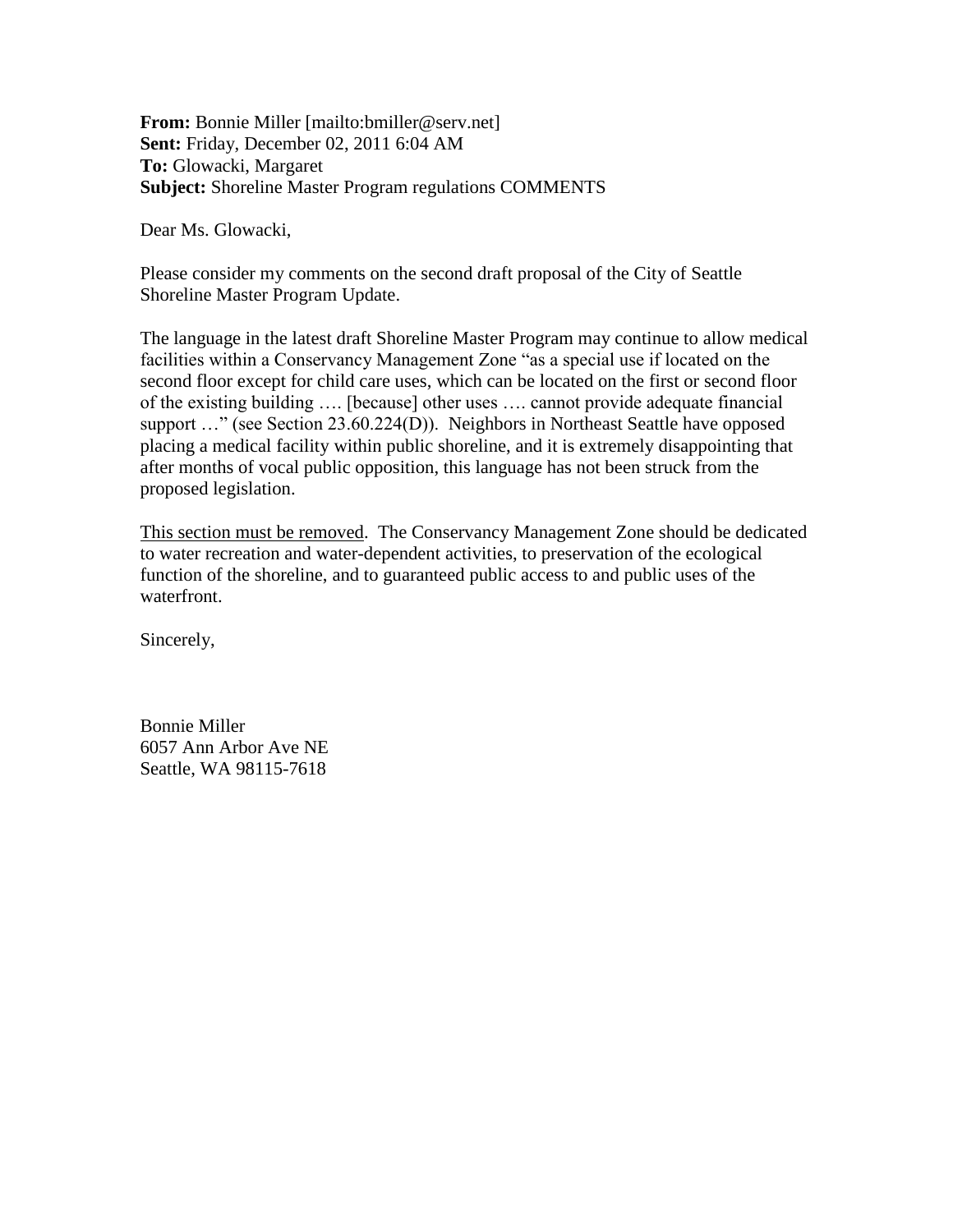**From:** Bonnie Miller [mailto:bmiller@serv.net]
**Sent:** Friday, December 02, 2011 6:04 AM
**To:** Glowacki, Margaret
**Subject:** Shoreline Master Program regulations COMMENTS

Dear Ms. Glowacki,

Please consider my comments on the second draft proposal of the City of Seattle Shoreline Master Program Update.

The language in the latest draft Shoreline Master Program may continue to allow medical facilities within a Conservancy Management Zone "as a special use if located on the second floor except for child care uses, which can be located on the first or second floor of the existing building …. [because] other uses …. cannot provide adequate financial support …" (see Section 23.60.224(D)). Neighbors in Northeast Seattle have opposed placing a medical facility within public shoreline, and it is extremely disappointing that after months of vocal public opposition, this language has not been struck from the proposed legislation.

<u>This section must be removed</u>. The Conservancy Management Zone should be dedicated to water recreation and water-dependent activities, to preservation of the ecological function of the shoreline, and to guaranteed public access to and public uses of the waterfront.

Sincerely,

Bonnie Miller
6057 Ann Arbor Ave NE
Seattle, WA 98115-7618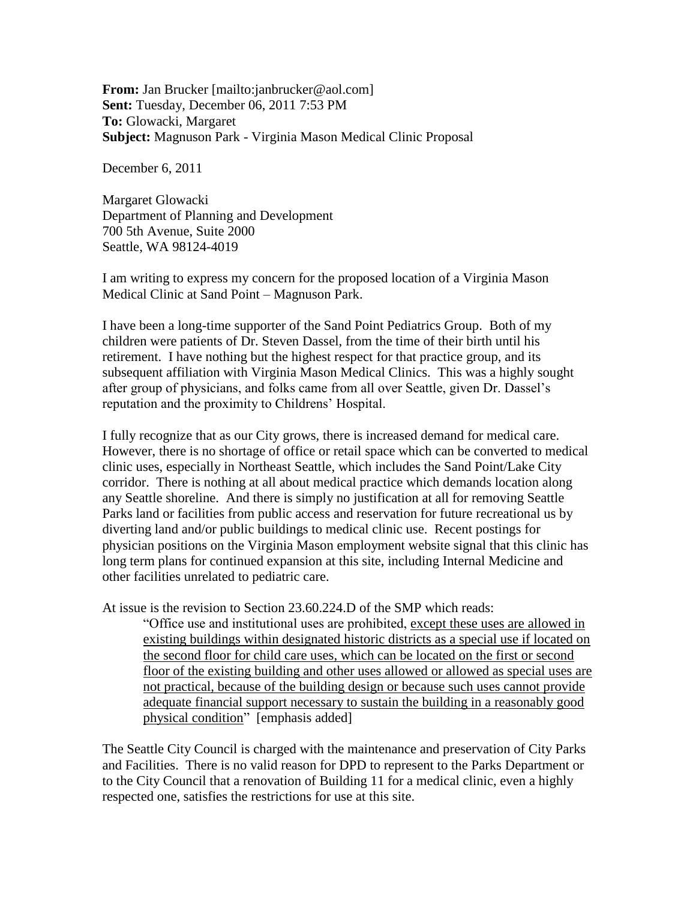**From:** Jan Brucker [mailto:janbrucker@aol.com]
**Sent:** Tuesday, December 06, 2011 7:53 PM
**To:** Glowacki, Margaret
**Subject:** Magnuson Park - Virginia Mason Medical Clinic Proposal

December 6, 2011

Margaret Glowacki
Department of Planning and Development
700 5th Avenue, Suite 2000
Seattle, WA 98124-4019

I am writing to express my concern for the proposed location of a Virginia Mason Medical Clinic at Sand Point – Magnuson Park.

I have been a long-time supporter of the Sand Point Pediatrics Group. Both of my children were patients of Dr. Steven Dassel, from the time of their birth until his retirement. I have nothing but the highest respect for that practice group, and its subsequent affiliation with Virginia Mason Medical Clinics. This was a highly sought after group of physicians, and folks came from all over Seattle, given Dr. Dassel's reputation and the proximity to Childrens' Hospital.

I fully recognize that as our City grows, there is increased demand for medical care. However, there is no shortage of office or retail space which can be converted to medical clinic uses, especially in Northeast Seattle, which includes the Sand Point/Lake City corridor. There is nothing at all about medical practice which demands location along any Seattle shoreline. And there is simply no justification at all for removing Seattle Parks land or facilities from public access and reservation for future recreational us by diverting land and/or public buildings to medical clinic use. Recent postings for physician positions on the Virginia Mason employment website signal that this clinic has long term plans for continued expansion at this site, including Internal Medicine and other facilities unrelated to pediatric care.

At issue is the revision to Section 23.60.224.D of the SMP which reads:

> "Office use and institutional uses are prohibited, <u>except these uses are allowed in existing buildings within designated historic districts as a special use if located on the second floor for child care uses, which can be located on the first or second floor of the existing building and other uses allowed or allowed as special uses are not practical, because of the building design or because such uses cannot provide adequate financial support necessary to sustain the building in a reasonably good physical condition</u>" [emphasis added]

The Seattle City Council is charged with the maintenance and preservation of City Parks and Facilities. There is no valid reason for DPD to represent to the Parks Department or to the City Council that a renovation of Building 11 for a medical clinic, even a highly respected one, satisfies the restrictions for use at this site.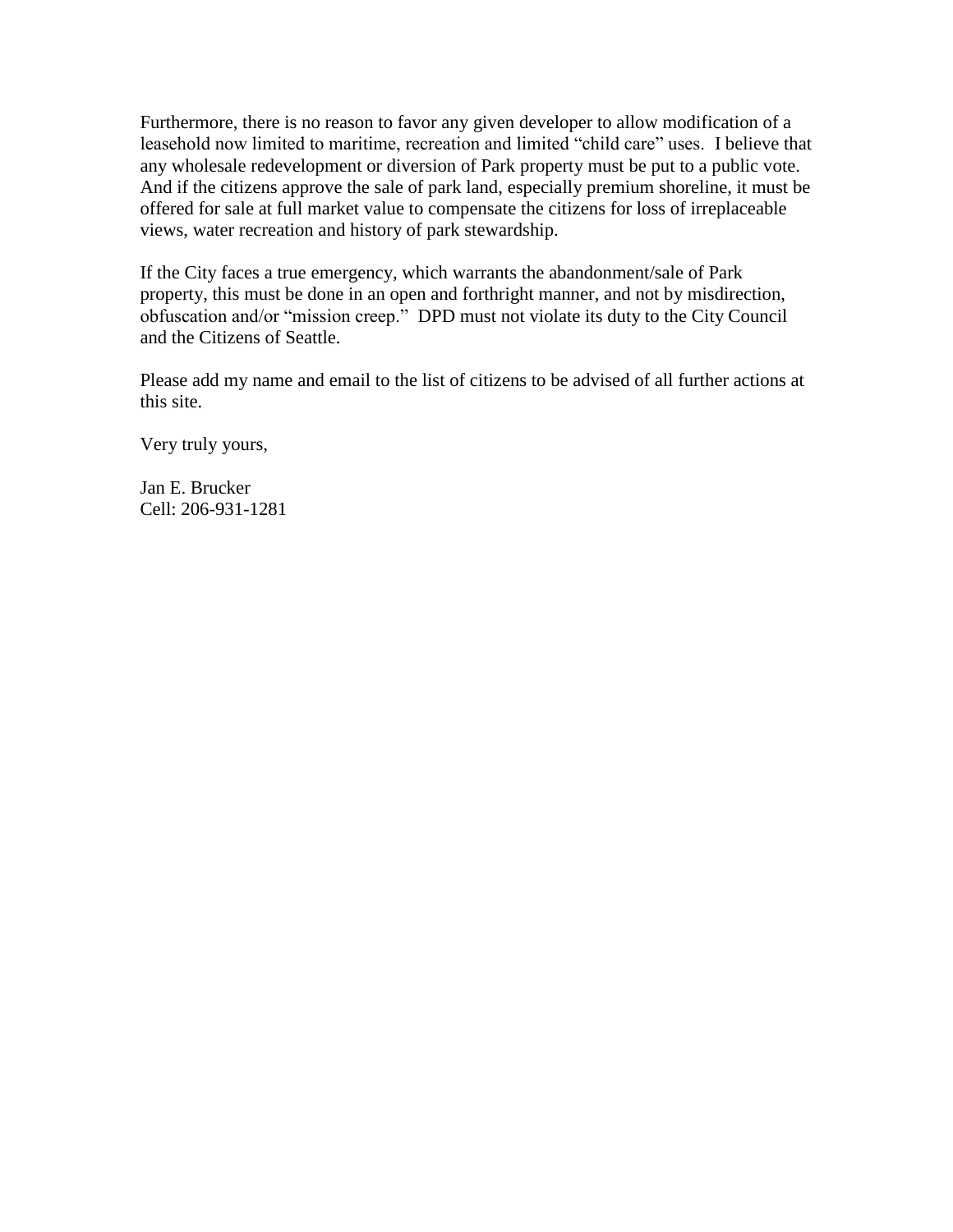Furthermore, there is no reason to favor any given developer to allow modification of a leasehold now limited to maritime, recreation and limited "child care" uses. I believe that any wholesale redevelopment or diversion of Park property must be put to a public vote. And if the citizens approve the sale of park land, especially premium shoreline, it must be offered for sale at full market value to compensate the citizens for loss of irreplaceable views, water recreation and history of park stewardship.

If the City faces a true emergency, which warrants the abandonment/sale of Park property, this must be done in an open and forthright manner, and not by misdirection, obfuscation and/or "mission creep." DPD must not violate its duty to the City Council and the Citizens of Seattle.

Please add my name and email to the list of citizens to be advised of all further actions at this site.

Very truly yours,

Jan E. Brucker
Cell: 206-931-1281